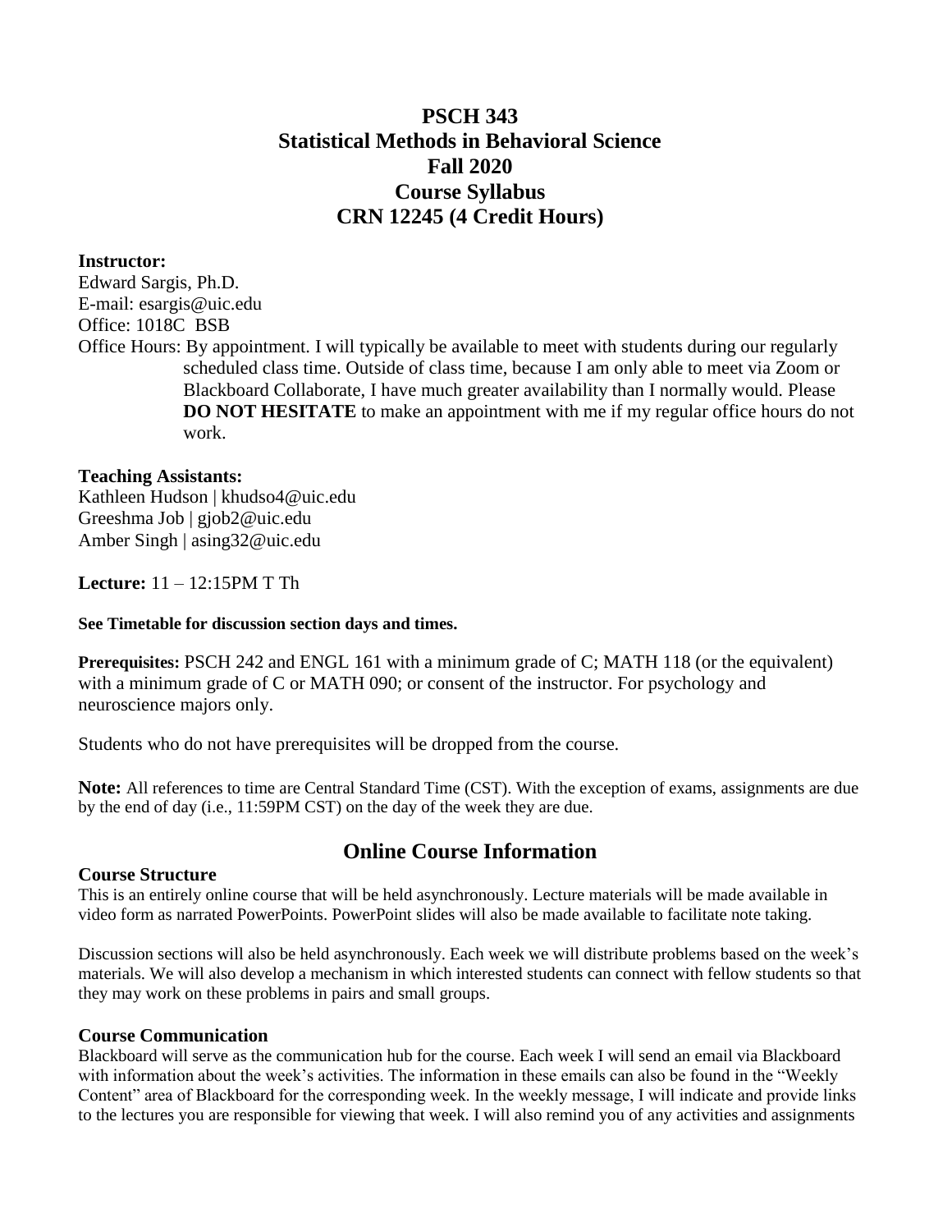# PSCH 343
# Statistical Methods in Behavioral Science
# Fall 2020
# Course Syllabus
# CRN 12245 (4 Credit Hours)

**Instructor:**
Edward Sargis, Ph.D.
E-mail: esargis@uic.edu
Office: 1018C BSB
Office Hours: By appointment. I will typically be available to meet with students during our regularly scheduled class time. Outside of class time, because I am only able to meet via Zoom or Blackboard Collaborate, I have much greater availability than I normally would. Please **DO NOT HESITATE** to make an appointment with me if my regular office hours do not work.

**Teaching Assistants:**
Kathleen Hudson | khudso4@uic.edu
Greeshma Job | gjob2@uic.edu
Amber Singh | asing32@uic.edu

**Lecture:** 11 – 12:15PM T Th

**See Timetable for discussion section days and times.**

**Prerequisites:** PSCH 242 and ENGL 161 with a minimum grade of C; MATH 118 (or the equivalent) with a minimum grade of C or MATH 090; or consent of the instructor. For psychology and neuroscience majors only.

Students who do not have prerequisites will be dropped from the course.

**Note:** All references to time are Central Standard Time (CST). With the exception of exams, assignments are due by the end of day (i.e., 11:59PM CST) on the day of the week they are due.

## Online Course Information

### Course Structure

This is an entirely online course that will be held asynchronously. Lecture materials will be made available in video form as narrated PowerPoints. PowerPoint slides will also be made available to facilitate note taking.

Discussion sections will also be held asynchronously. Each week we will distribute problems based on the week's materials. We will also develop a mechanism in which interested students can connect with fellow students so that they may work on these problems in pairs and small groups.

### Course Communication

Blackboard will serve as the communication hub for the course. Each week I will send an email via Blackboard with information about the week's activities. The information in these emails can also be found in the "Weekly Content" area of Blackboard for the corresponding week. In the weekly message, I will indicate and provide links to the lectures you are responsible for viewing that week. I will also remind you of any activities and assignments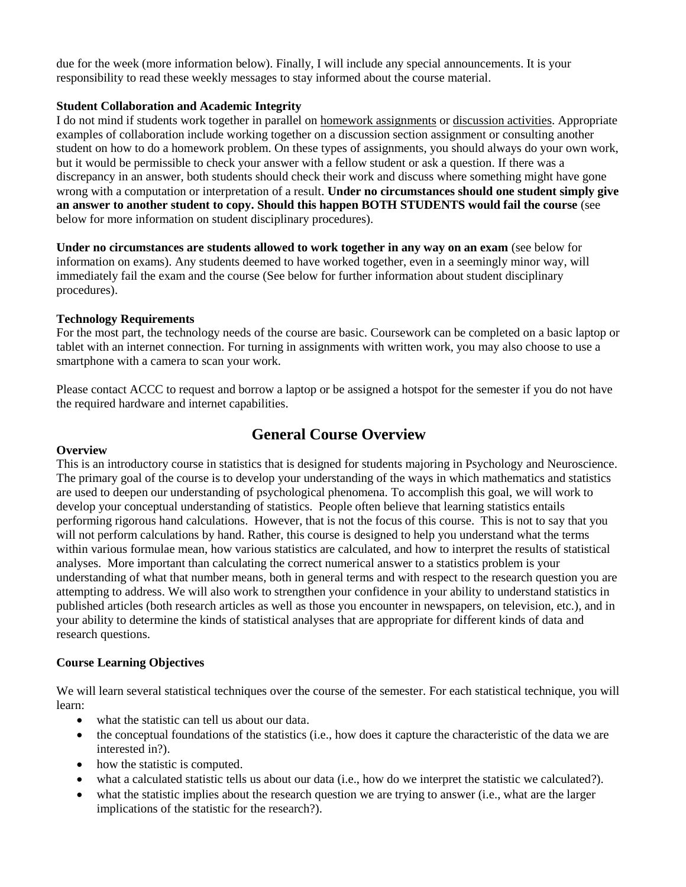due for the week (more information below). Finally, I will include any special announcements. It is your responsibility to read these weekly messages to stay informed about the course material.

**Student Collaboration and Academic Integrity**

I do not mind if students work together in parallel on homework assignments or discussion activities. Appropriate examples of collaboration include working together on a discussion section assignment or consulting another student on how to do a homework problem. On these types of assignments, you should always do your own work, but it would be permissible to check your answer with a fellow student or ask a question. If there was a discrepancy in an answer, both students should check their work and discuss where something might have gone wrong with a computation or interpretation of a result. **Under no circumstances should one student simply give an answer to another student to copy. Should this happen BOTH STUDENTS would fail the course** (see below for more information on student disciplinary procedures).

**Under no circumstances are students allowed to work together in any way on an exam** (see below for information on exams). Any students deemed to have worked together, even in a seemingly minor way, will immediately fail the exam and the course (See below for further information about student disciplinary procedures).

**Technology Requirements**

For the most part, the technology needs of the course are basic. Coursework can be completed on a basic laptop or tablet with an internet connection. For turning in assignments with written work, you may also choose to use a smartphone with a camera to scan your work.

Please contact ACCC to request and borrow a laptop or be assigned a hotspot for the semester if you do not have the required hardware and internet capabilities.

## General Course Overview

**Overview**

This is an introductory course in statistics that is designed for students majoring in Psychology and Neuroscience. The primary goal of the course is to develop your understanding of the ways in which mathematics and statistics are used to deepen our understanding of psychological phenomena. To accomplish this goal, we will work to develop your conceptual understanding of statistics. People often believe that learning statistics entails performing rigorous hand calculations. However, that is not the focus of this course. This is not to say that you will not perform calculations by hand. Rather, this course is designed to help you understand what the terms within various formulae mean, how various statistics are calculated, and how to interpret the results of statistical analyses. More important than calculating the correct numerical answer to a statistics problem is your understanding of what that number means, both in general terms and with respect to the research question you are attempting to address. We will also work to strengthen your confidence in your ability to understand statistics in published articles (both research articles as well as those you encounter in newspapers, on television, etc.), and in your ability to determine the kinds of statistical analyses that are appropriate for different kinds of data and research questions.

**Course Learning Objectives**

We will learn several statistical techniques over the course of the semester. For each statistical technique, you will learn:

- what the statistic can tell us about our data.
- the conceptual foundations of the statistics (i.e., how does it capture the characteristic of the data we are interested in?).
- how the statistic is computed.
- what a calculated statistic tells us about our data (i.e., how do we interpret the statistic we calculated?).
- what the statistic implies about the research question we are trying to answer (i.e., what are the larger implications of the statistic for the research?).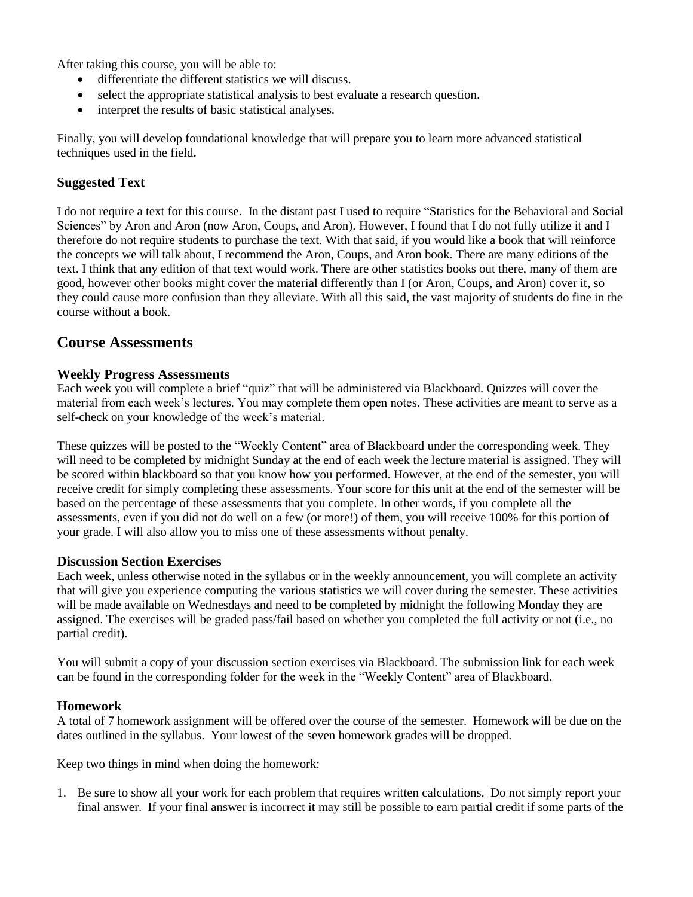After taking this course, you will be able to:

- differentiate the different statistics we will discuss.
- select the appropriate statistical analysis to best evaluate a research question.
- interpret the results of basic statistical analyses.

Finally, you will develop foundational knowledge that will prepare you to learn more advanced statistical techniques used in the field**.**

### Suggested Text

I do not require a text for this course. In the distant past I used to require "Statistics for the Behavioral and Social Sciences" by Aron and Aron (now Aron, Coups, and Aron). However, I found that I do not fully utilize it and I therefore do not require students to purchase the text. With that said, if you would like a book that will reinforce the concepts we will talk about, I recommend the Aron, Coups, and Aron book. There are many editions of the text. I think that any edition of that text would work. There are other statistics books out there, many of them are good, however other books might cover the material differently than I (or Aron, Coups, and Aron) cover it, so they could cause more confusion than they alleviate. With all this said, the vast majority of students do fine in the course without a book.

## Course Assessments

### Weekly Progress Assessments

Each week you will complete a brief "quiz" that will be administered via Blackboard. Quizzes will cover the material from each week's lectures. You may complete them open notes. These activities are meant to serve as a self-check on your knowledge of the week's material.

These quizzes will be posted to the "Weekly Content" area of Blackboard under the corresponding week. They will need to be completed by midnight Sunday at the end of each week the lecture material is assigned. They will be scored within blackboard so that you know how you performed. However, at the end of the semester, you will receive credit for simply completing these assessments. Your score for this unit at the end of the semester will be based on the percentage of these assessments that you complete. In other words, if you complete all the assessments, even if you did not do well on a few (or more!) of them, you will receive 100% for this portion of your grade. I will also allow you to miss one of these assessments without penalty.

### Discussion Section Exercises

Each week, unless otherwise noted in the syllabus or in the weekly announcement, you will complete an activity that will give you experience computing the various statistics we will cover during the semester. These activities will be made available on Wednesdays and need to be completed by midnight the following Monday they are assigned. The exercises will be graded pass/fail based on whether you completed the full activity or not (i.e., no partial credit).

You will submit a copy of your discussion section exercises via Blackboard. The submission link for each week can be found in the corresponding folder for the week in the "Weekly Content" area of Blackboard.

### Homework

A total of 7 homework assignment will be offered over the course of the semester. Homework will be due on the dates outlined in the syllabus. Your lowest of the seven homework grades will be dropped.

Keep two things in mind when doing the homework:

1. Be sure to show all your work for each problem that requires written calculations. Do not simply report your final answer. If your final answer is incorrect it may still be possible to earn partial credit if some parts of the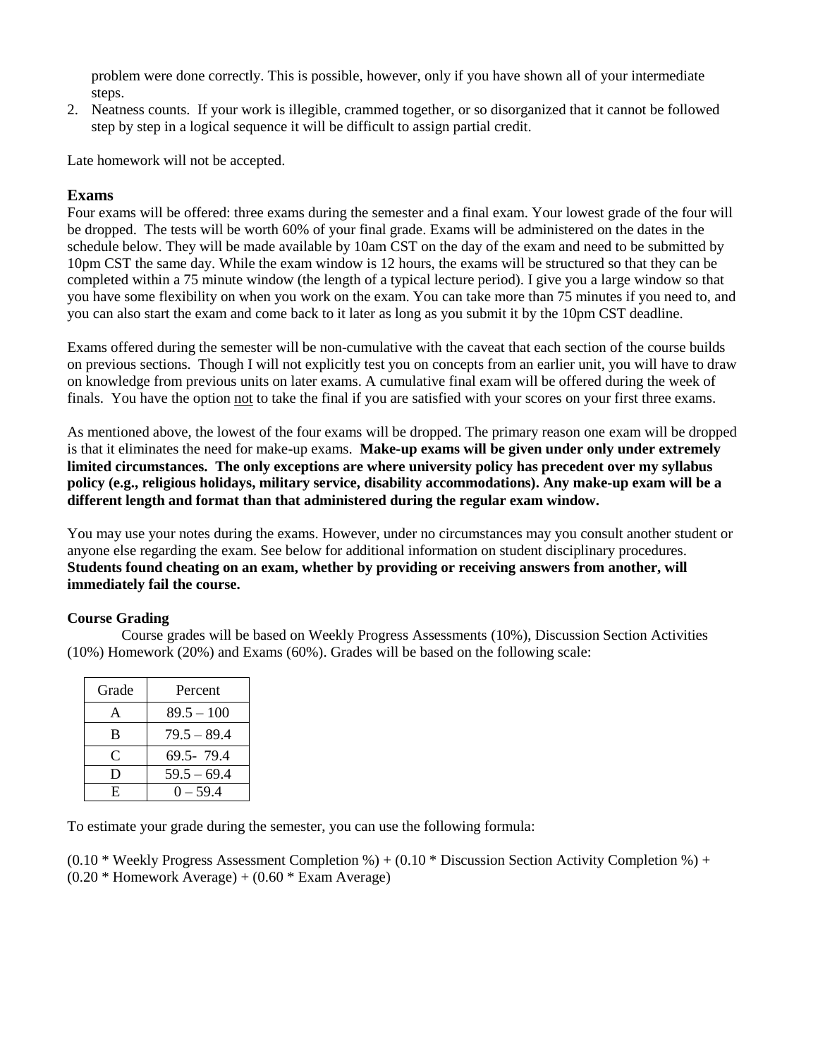problem were done correctly. This is possible, however, only if you have shown all of your intermediate steps.

2. Neatness counts. If your work is illegible, crammed together, or so disorganized that it cannot be followed step by step in a logical sequence it will be difficult to assign partial credit.

Late homework will not be accepted.

## Exams

Four exams will be offered: three exams during the semester and a final exam. Your lowest grade of the four will be dropped. The tests will be worth 60% of your final grade. Exams will be administered on the dates in the schedule below. They will be made available by 10am CST on the day of the exam and need to be submitted by 10pm CST the same day. While the exam window is 12 hours, the exams will be structured so that they can be completed within a 75 minute window (the length of a typical lecture period). I give you a large window so that you have some flexibility on when you work on the exam. You can take more than 75 minutes if you need to, and you can also start the exam and come back to it later as long as you submit it by the 10pm CST deadline.

Exams offered during the semester will be non-cumulative with the caveat that each section of the course builds on previous sections. Though I will not explicitly test you on concepts from an earlier unit, you will have to draw on knowledge from previous units on later exams. A cumulative final exam will be offered during the week of finals. You have the option <u>not</u> to take the final if you are satisfied with your scores on your first three exams.

As mentioned above, the lowest of the four exams will be dropped. The primary reason one exam will be dropped is that it eliminates the need for make-up exams. **Make-up exams will be given under only under extremely limited circumstances. The only exceptions are where university policy has precedent over my syllabus policy (e.g., religious holidays, military service, disability accommodations). Any make-up exam will be a different length and format than that administered during the regular exam window.**

You may use your notes during the exams. However, under no circumstances may you consult another student or anyone else regarding the exam. See below for additional information on student disciplinary procedures. **Students found cheating on an exam, whether by providing or receiving answers from another, will immediately fail the course.**

### Course Grading

Course grades will be based on Weekly Progress Assessments (10%), Discussion Section Activities (10%) Homework (20%) and Exams (60%). Grades will be based on the following scale:

| Grade | Percent |
|---|---|
| A | 89.5 – 100 |
| B | 79.5 – 89.4 |
| C | 69.5- 79.4 |
| D | 59.5 – 69.4 |
| E | 0 – 59.4 |

To estimate your grade during the semester, you can use the following formula:

(0.10 * Weekly Progress Assessment Completion %) + (0.10 * Discussion Section Activity Completion %) + (0.20 * Homework Average) + (0.60 * Exam Average)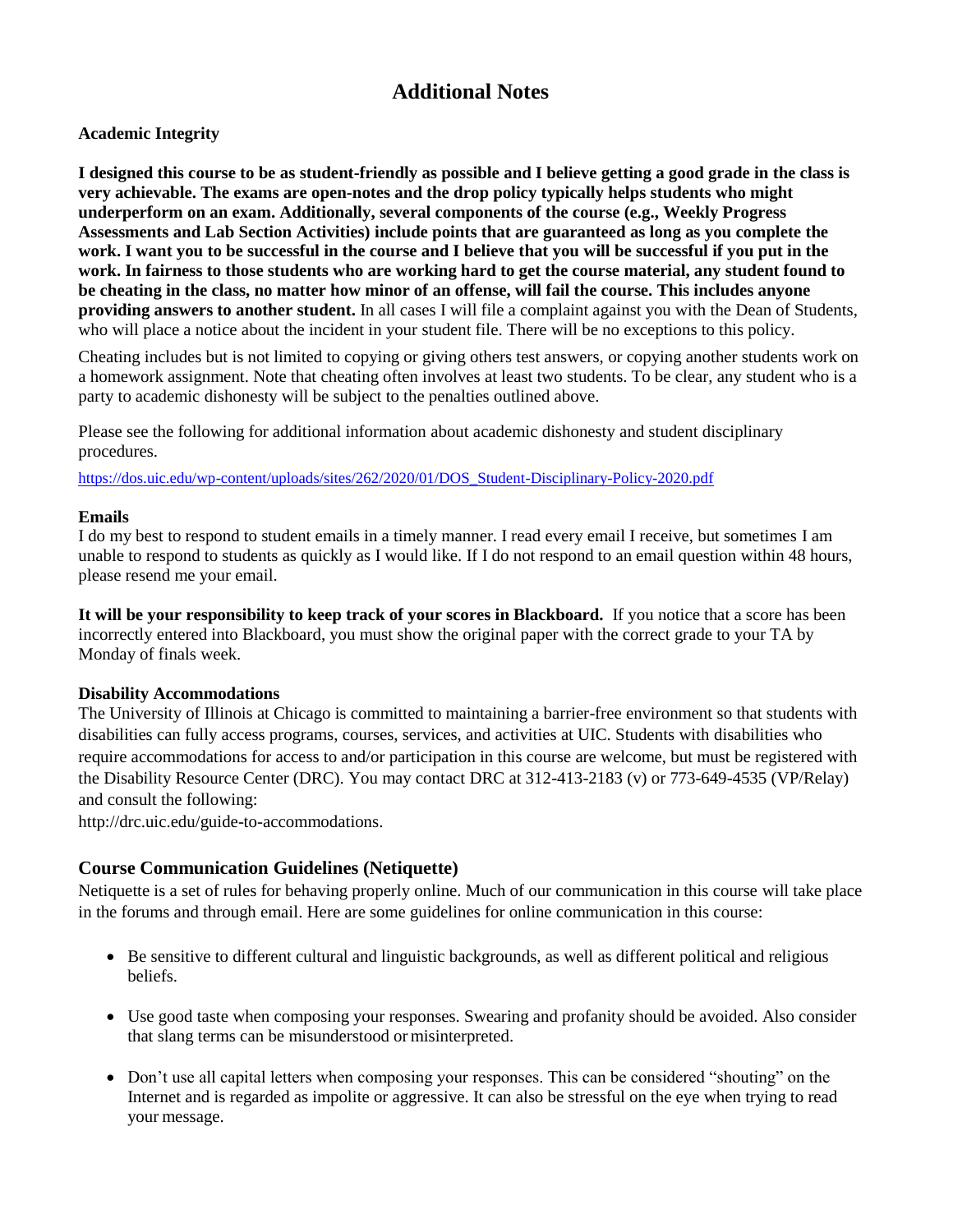# Additional Notes

**Academic Integrity**

**I designed this course to be as student-friendly as possible and I believe getting a good grade in the class is very achievable. The exams are open-notes and the drop policy typically helps students who might underperform on an exam. Additionally, several components of the course (e.g., Weekly Progress Assessments and Lab Section Activities) include points that are guaranteed as long as you complete the work. I want you to be successful in the course and I believe that you will be successful if you put in the work. In fairness to those students who are working hard to get the course material, any student found to be cheating in the class, no matter how minor of an offense, will fail the course. This includes anyone providing answers to another student.** In all cases I will file a complaint against you with the Dean of Students, who will place a notice about the incident in your student file. There will be no exceptions to this policy.

Cheating includes but is not limited to copying or giving others test answers, or copying another students work on a homework assignment. Note that cheating often involves at least two students. To be clear, any student who is a party to academic dishonesty will be subject to the penalties outlined above.

Please see the following for additional information about academic dishonesty and student disciplinary procedures.

https://dos.uic.edu/wp-content/uploads/sites/262/2020/01/DOS_Student-Disciplinary-Policy-2020.pdf

**Emails**

I do my best to respond to student emails in a timely manner. I read every email I receive, but sometimes I am unable to respond to students as quickly as I would like. If I do not respond to an email question within 48 hours, please resend me your email.

**It will be your responsibility to keep track of your scores in Blackboard.** If you notice that a score has been incorrectly entered into Blackboard, you must show the original paper with the correct grade to your TA by Monday of finals week.

**Disability Accommodations**

The University of Illinois at Chicago is committed to maintaining a barrier-free environment so that students with disabilities can fully access programs, courses, services, and activities at UIC. Students with disabilities who require accommodations for access to and/or participation in this course are welcome, but must be registered with the Disability Resource Center (DRC). You may contact DRC at 312-413-2183 (v) or 773-649-4535 (VP/Relay) and consult the following:

http://drc.uic.edu/guide-to-accommodations.

## Course Communication Guidelines (Netiquette)

Netiquette is a set of rules for behaving properly online. Much of our communication in this course will take place in the forums and through email. Here are some guidelines for online communication in this course:

- Be sensitive to different cultural and linguistic backgrounds, as well as different political and religious beliefs.
- Use good taste when composing your responses. Swearing and profanity should be avoided. Also consider that slang terms can be misunderstood or misinterpreted.
- Don't use all capital letters when composing your responses. This can be considered "shouting" on the Internet and is regarded as impolite or aggressive. It can also be stressful on the eye when trying to read your message.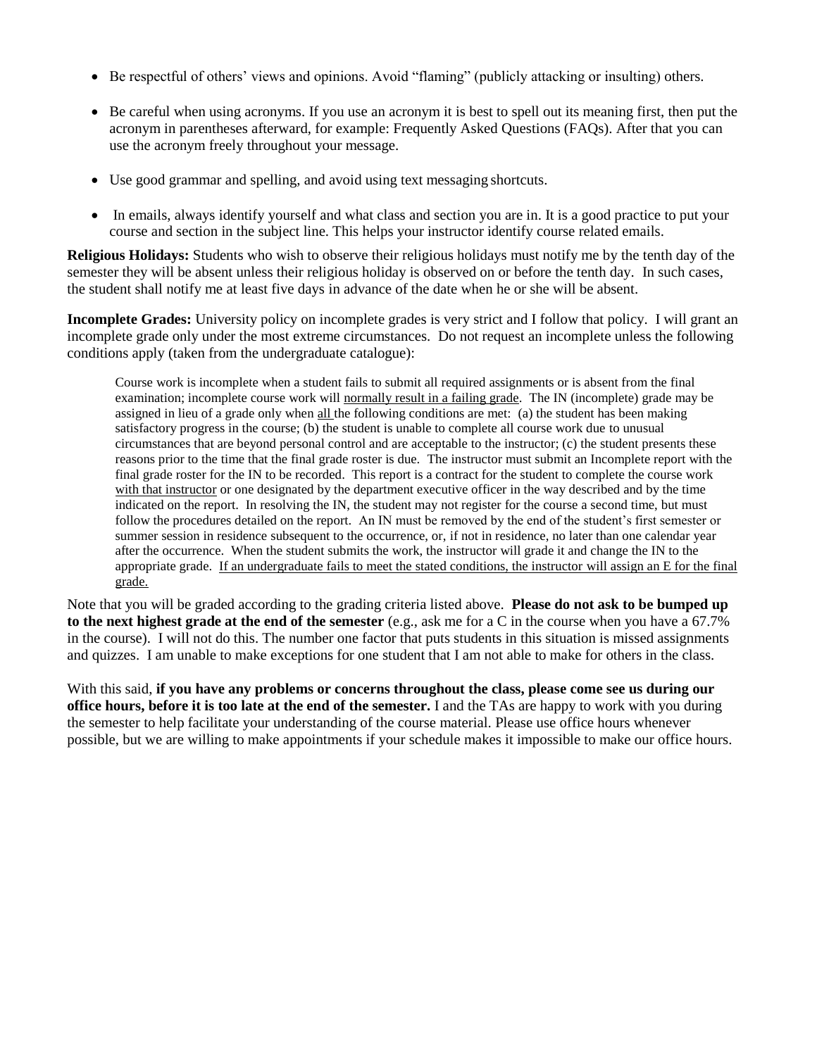- Be respectful of others' views and opinions. Avoid "flaming" (publicly attacking or insulting) others.
- Be careful when using acronyms. If you use an acronym it is best to spell out its meaning first, then put the acronym in parentheses afterward, for example: Frequently Asked Questions (FAQs). After that you can use the acronym freely throughout your message.
- Use good grammar and spelling, and avoid using text messaging shortcuts.
- In emails, always identify yourself and what class and section you are in. It is a good practice to put your course and section in the subject line. This helps your instructor identify course related emails.

**Religious Holidays:** Students who wish to observe their religious holidays must notify me by the tenth day of the semester they will be absent unless their religious holiday is observed on or before the tenth day. In such cases, the student shall notify me at least five days in advance of the date when he or she will be absent.

**Incomplete Grades:** University policy on incomplete grades is very strict and I follow that policy. I will grant an incomplete grade only under the most extreme circumstances. Do not request an incomplete unless the following conditions apply (taken from the undergraduate catalogue):

> Course work is incomplete when a student fails to submit all required assignments or is absent from the final examination; incomplete course work will <u>normally result in a failing grade</u>. The IN (incomplete) grade may be assigned in lieu of a grade only when <u>all</u> the following conditions are met: (a) the student has been making satisfactory progress in the course; (b) the student is unable to complete all course work due to unusual circumstances that are beyond personal control and are acceptable to the instructor; (c) the student presents these reasons prior to the time that the final grade roster is due. The instructor must submit an Incomplete report with the final grade roster for the IN to be recorded. This report is a contract for the student to complete the course work <u>with that instructor</u> or one designated by the department executive officer in the way described and by the time indicated on the report. In resolving the IN, the student may not register for the course a second time, but must follow the procedures detailed on the report. An IN must be removed by the end of the student's first semester or summer session in residence subsequent to the occurrence, or, if not in residence, no later than one calendar year after the occurrence. When the student submits the work, the instructor will grade it and change the IN to the appropriate grade. <u>If an undergraduate fails to meet the stated conditions, the instructor will assign an E for the final grade.</u>

Note that you will be graded according to the grading criteria listed above. **Please do not ask to be bumped up to the next highest grade at the end of the semester** (e.g., ask me for a C in the course when you have a 67.7% in the course). I will not do this. The number one factor that puts students in this situation is missed assignments and quizzes. I am unable to make exceptions for one student that I am not able to make for others in the class.

With this said, **if you have any problems or concerns throughout the class, please come see us during our office hours, before it is too late at the end of the semester.** I and the TAs are happy to work with you during the semester to help facilitate your understanding of the course material. Please use office hours whenever possible, but we are willing to make appointments if your schedule makes it impossible to make our office hours.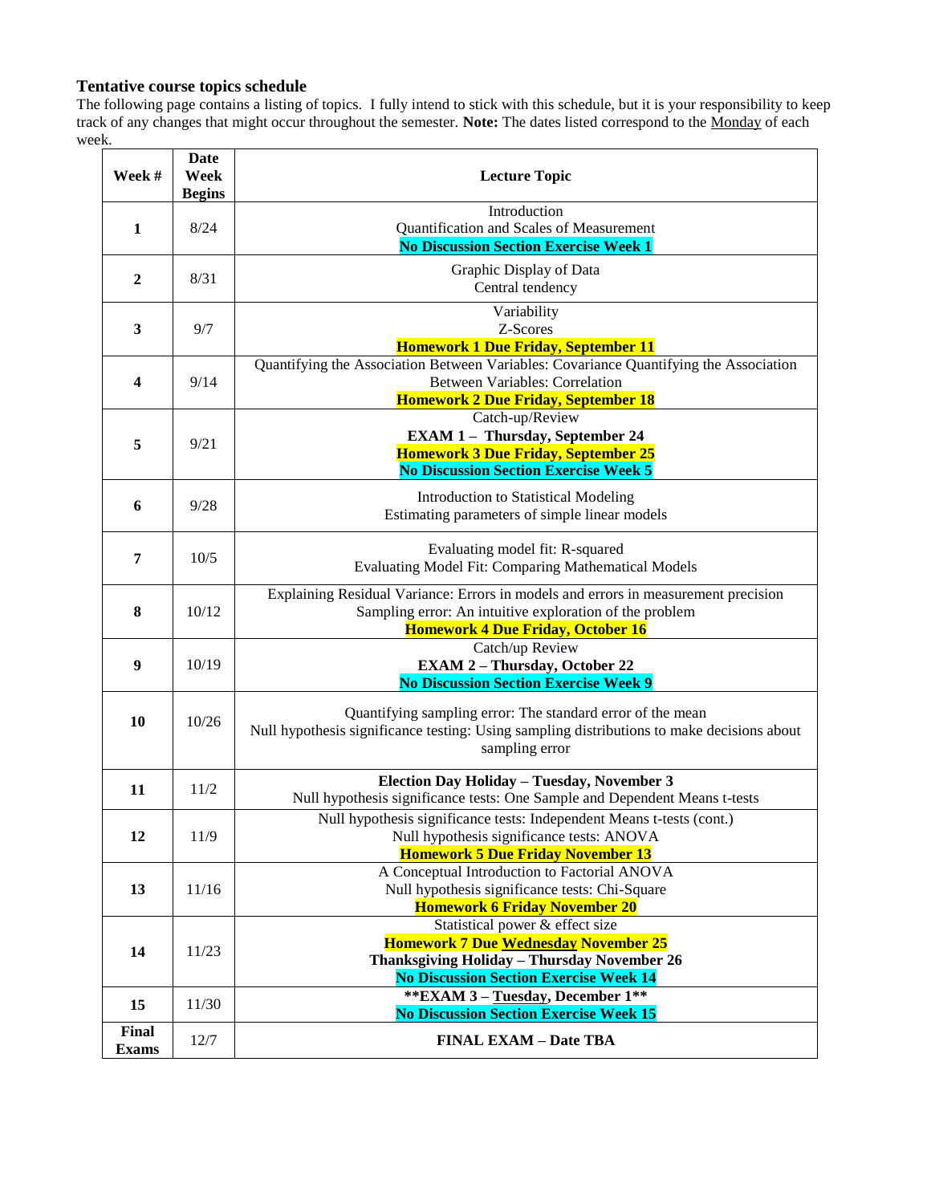### Tentative course topics schedule

The following page contains a listing of topics. I fully intend to stick with this schedule, but it is your responsibility to keep track of any changes that might occur throughout the semester. **Note:** The dates listed correspond to the Monday of each week.

| Week # | Date Week Begins | Lecture Topic |
|---|---|---|
| **1** | 8/24 | Introduction<br>Quantification and Scales of Measurement<br>**No Discussion Section Exercise Week 1** |
| **2** | 8/31 | Graphic Display of Data<br>Central tendency |
| **3** | 9/7 | Variability<br>Z-Scores<br>**Homework 1 Due Friday, September 11** |
| **4** | 9/14 | Quantifying the Association Between Variables: Covariance Quantifying the Association Between Variables: Correlation<br>**Homework 2 Due Friday, September 18** |
| **5** | 9/21 | Catch-up/Review<br>**EXAM 1 – Thursday, September 24**<br>**Homework 3 Due Friday, September 25**<br>**No Discussion Section Exercise Week 5** |
| **6** | 9/28 | Introduction to Statistical Modeling<br>Estimating parameters of simple linear models |
| **7** | 10/5 | Evaluating model fit: R-squared<br>Evaluating Model Fit: Comparing Mathematical Models |
| **8** | 10/12 | Explaining Residual Variance: Errors in models and errors in measurement precision<br>Sampling error: An intuitive exploration of the problem<br>**Homework 4 Due Friday, October 16** |
| **9** | 10/19 | Catch/up Review<br>**EXAM 2 – Thursday, October 22**<br>**No Discussion Section Exercise Week 9** |
| **10** | 10/26 | Quantifying sampling error: The standard error of the mean<br>Null hypothesis significance testing: Using sampling distributions to make decisions about sampling error |
| **11** | 11/2 | **Election Day Holiday – Tuesday, November 3**<br>Null hypothesis significance tests: One Sample and Dependent Means t-tests |
| **12** | 11/9 | Null hypothesis significance tests: Independent Means t-tests (cont.)<br>Null hypothesis significance tests: ANOVA<br>**Homework 5 Due Friday November 13** |
| **13** | 11/16 | A Conceptual Introduction to Factorial ANOVA<br>Null hypothesis significance tests: Chi-Square<br>**Homework 6 Friday November 20** |
| **14** | 11/23 | Statistical power & effect size<br>**Homework 7 Due Wednesday November 25**<br>**Thanksgiving Holiday – Thursday November 26**<br>**No Discussion Section Exercise Week 14** |
| **15** | 11/30 | **\*\*EXAM 3 – Tuesday, December 1\*\***<br>**No Discussion Section Exercise Week 15** |
| **Final Exams** | 12/7 | **FINAL EXAM – Date TBA** |